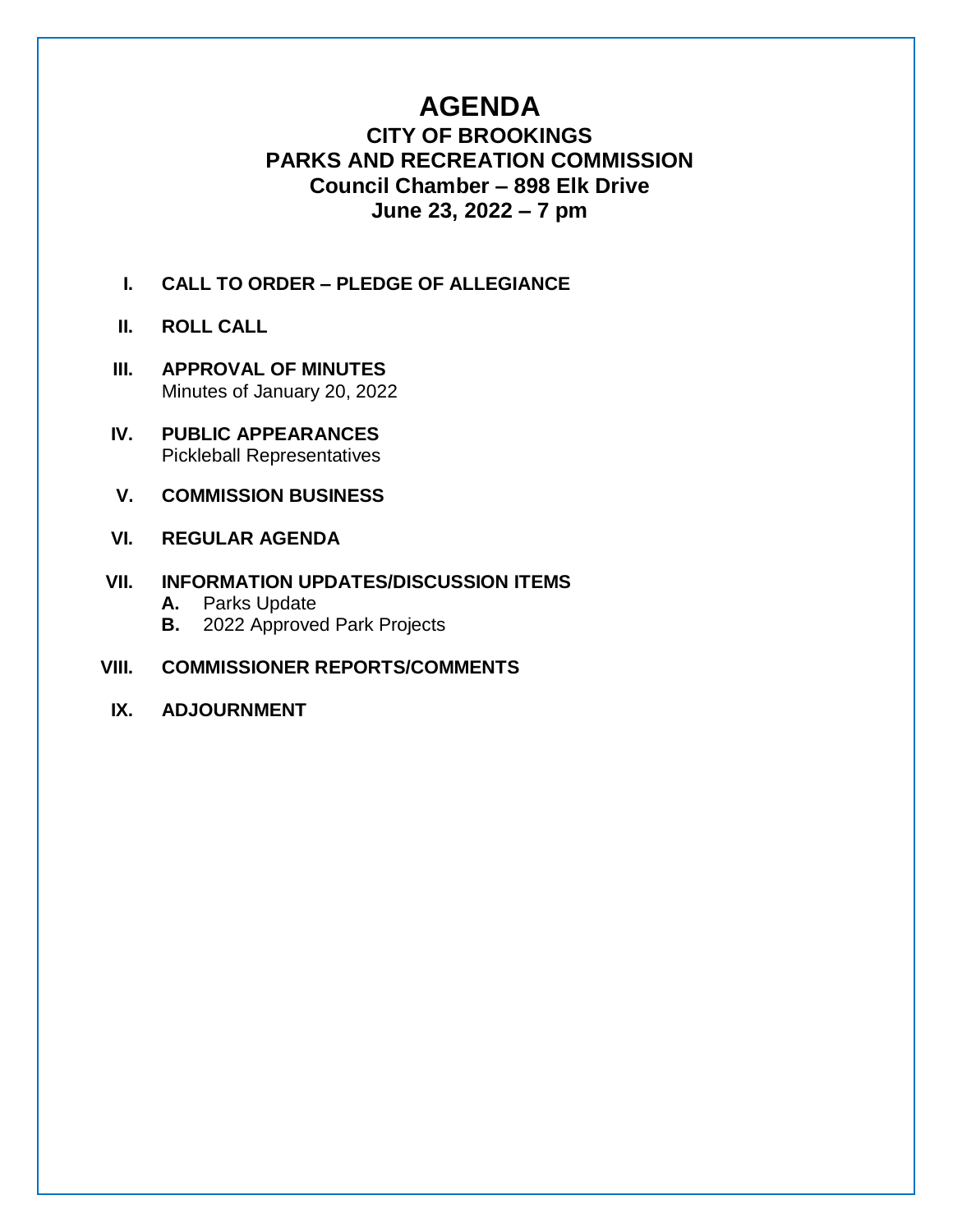# AGENDA

## CITY OF BROOKINGS
## PARKS AND RECREATION COMMISSION
## Council Chamber – 898 Elk Drive
## June 23, 2022 – 7 pm

**I. CALL TO ORDER – PLEDGE OF ALLEGIANCE**

**II. ROLL CALL**

**III. APPROVAL OF MINUTES**
Minutes of January 20, 2022

**IV. PUBLIC APPEARANCES**
Pickleball Representatives

**V. COMMISSION BUSINESS**

**VI. REGULAR AGENDA**

**VII. INFORMATION UPDATES/DISCUSSION ITEMS**
- **A.** Parks Update
- **B.** 2022 Approved Park Projects

**VIII. COMMISSIONER REPORTS/COMMENTS**

**IX. ADJOURNMENT**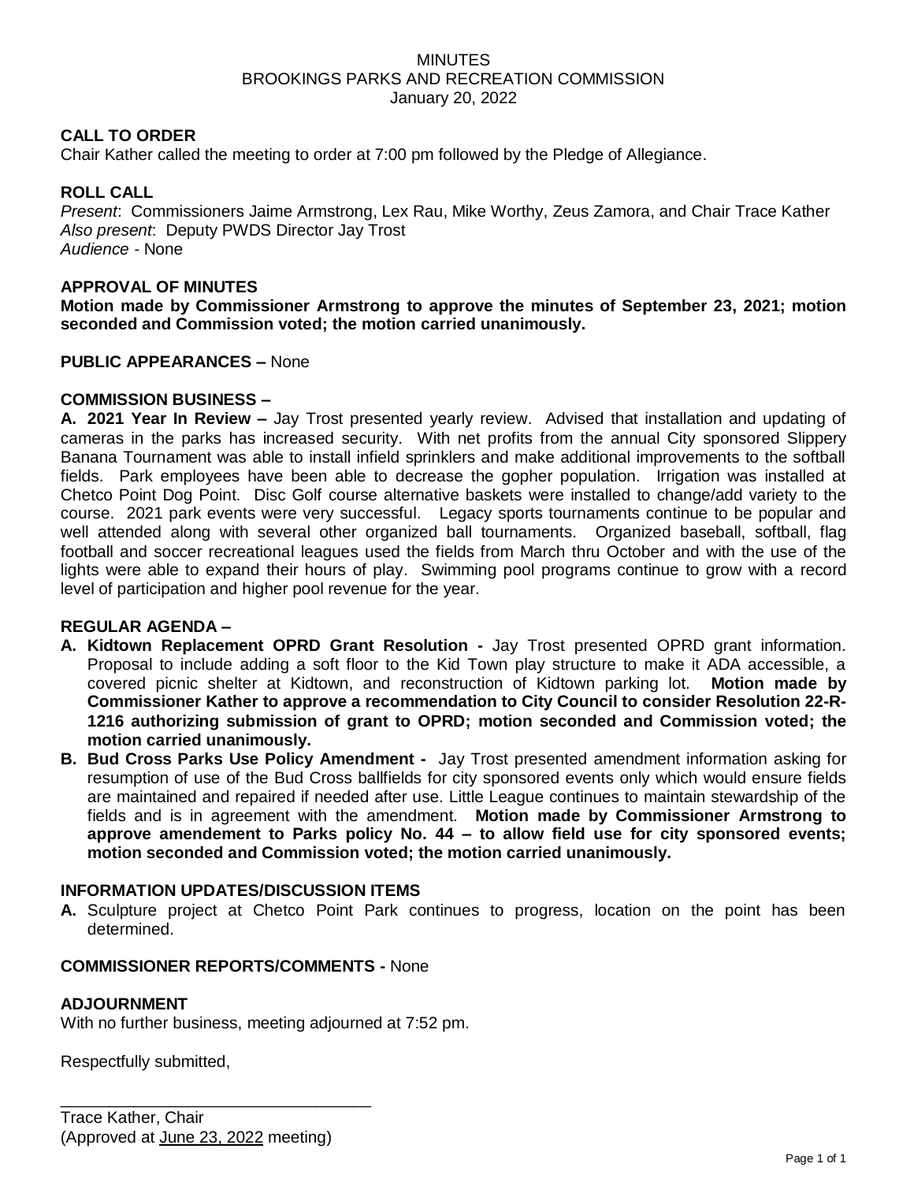MINUTES
BROOKINGS PARKS AND RECREATION COMMISSION
January 20, 2022

## CALL TO ORDER

Chair Kather called the meeting to order at 7:00 pm followed by the Pledge of Allegiance.

## ROLL CALL

*Present*: Commissioners Jaime Armstrong, Lex Rau, Mike Worthy, Zeus Zamora, and Chair Trace Kather
*Also present*: Deputy PWDS Director Jay Trost
*Audience* - None

## APPROVAL OF MINUTES

**Motion made by Commissioner Armstrong to approve the minutes of September 23, 2021; motion seconded and Commission voted; the motion carried unanimously.**

## PUBLIC APPEARANCES – None

## COMMISSION BUSINESS –

**A. 2021 Year In Review –** Jay Trost presented yearly review. Advised that installation and updating of cameras in the parks has increased security. With net profits from the annual City sponsored Slippery Banana Tournament was able to install infield sprinklers and make additional improvements to the softball fields. Park employees have been able to decrease the gopher population. Irrigation was installed at Chetco Point Dog Point. Disc Golf course alternative baskets were installed to change/add variety to the course. 2021 park events were very successful. Legacy sports tournaments continue to be popular and well attended along with several other organized ball tournaments. Organized baseball, softball, flag football and soccer recreational leagues used the fields from March thru October and with the use of the lights were able to expand their hours of play. Swimming pool programs continue to grow with a record level of participation and higher pool revenue for the year.

## REGULAR AGENDA –

**A. Kidtown Replacement OPRD Grant Resolution -** Jay Trost presented OPRD grant information. Proposal to include adding a soft floor to the Kid Town play structure to make it ADA accessible, a covered picnic shelter at Kidtown, and reconstruction of Kidtown parking lot. **Motion made by Commissioner Kather to approve a recommendation to City Council to consider Resolution 22-R-1216 authorizing submission of grant to OPRD; motion seconded and Commission voted; the motion carried unanimously.**

**B. Bud Cross Parks Use Policy Amendment -** Jay Trost presented amendment information asking for resumption of use of the Bud Cross ballfields for city sponsored events only which would ensure fields are maintained and repaired if needed after use. Little League continues to maintain stewardship of the fields and is in agreement with the amendment. **Motion made by Commissioner Armstrong to approve amendement to Parks policy No. 44 – to allow field use for city sponsored events; motion seconded and Commission voted; the motion carried unanimously.**

## INFORMATION UPDATES/DISCUSSION ITEMS

**A.** Sculpture project at Chetco Point Park continues to progress, location on the point has been determined.

## COMMISSIONER REPORTS/COMMENTS - None

## ADJOURNMENT

With no further business, meeting adjourned at 7:52 pm.

Respectfully submitted,

\_\_\_\_\_\_\_\_\_\_\_\_\_\_\_\_\_\_\_\_\_\_\_\_\_\_\_\_\_\_\_\_\_\_
Trace Kather, Chair
(Approved at June 23, 2022 meeting)